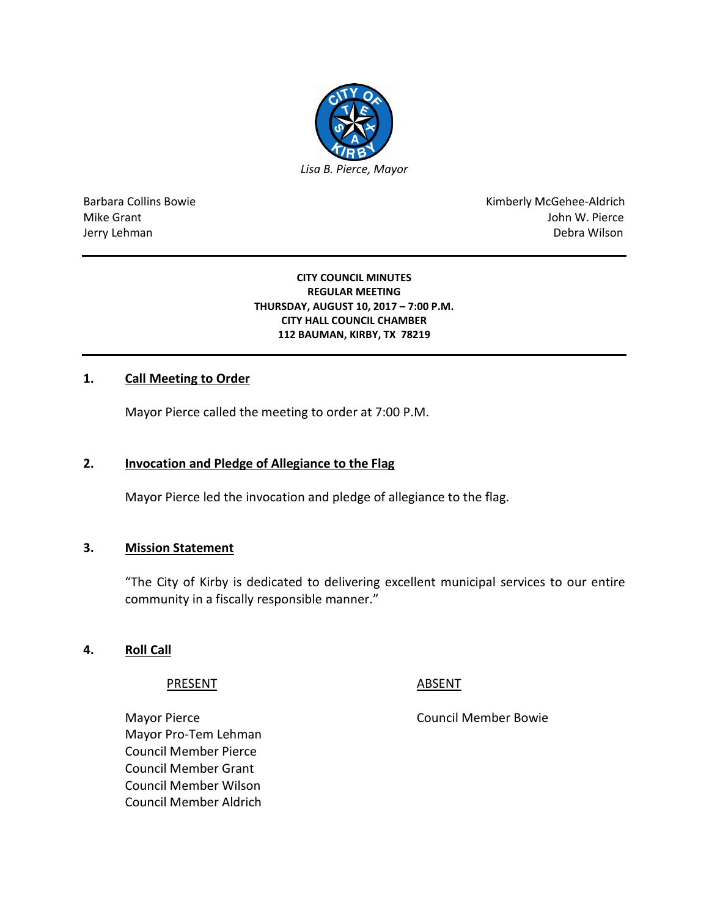*Lisa B. Pierce, Mayor*

| | |
|---|---|
| Barbara Collins Bowie | Kimberly McGehee-Aldrich |
| Mike Grant | John W. Pierce |
| Jerry Lehman | Debra Wilson |

**CITY COUNCIL MINUTES**
**REGULAR MEETING**
**THURSDAY, AUGUST 10, 2017 – 7:00 P.M.**
**CITY HALL COUNCIL CHAMBER**
**112 BAUMAN, KIRBY, TX 78219**

## 1. Call Meeting to Order

Mayor Pierce called the meeting to order at 7:00 P.M.

## 2. Invocation and Pledge of Allegiance to the Flag

Mayor Pierce led the invocation and pledge of allegiance to the flag.

## 3. Mission Statement

"The City of Kirby is dedicated to delivering excellent municipal services to our entire community in a fiscally responsible manner."

## 4. Roll Call

| PRESENT | ABSENT |
|---|---|
| Mayor Pierce | Council Member Bowie |
| Mayor Pro-Tem Lehman | |
| Council Member Pierce | |
| Council Member Grant | |
| Council Member Wilson | |
| Council Member Aldrich | |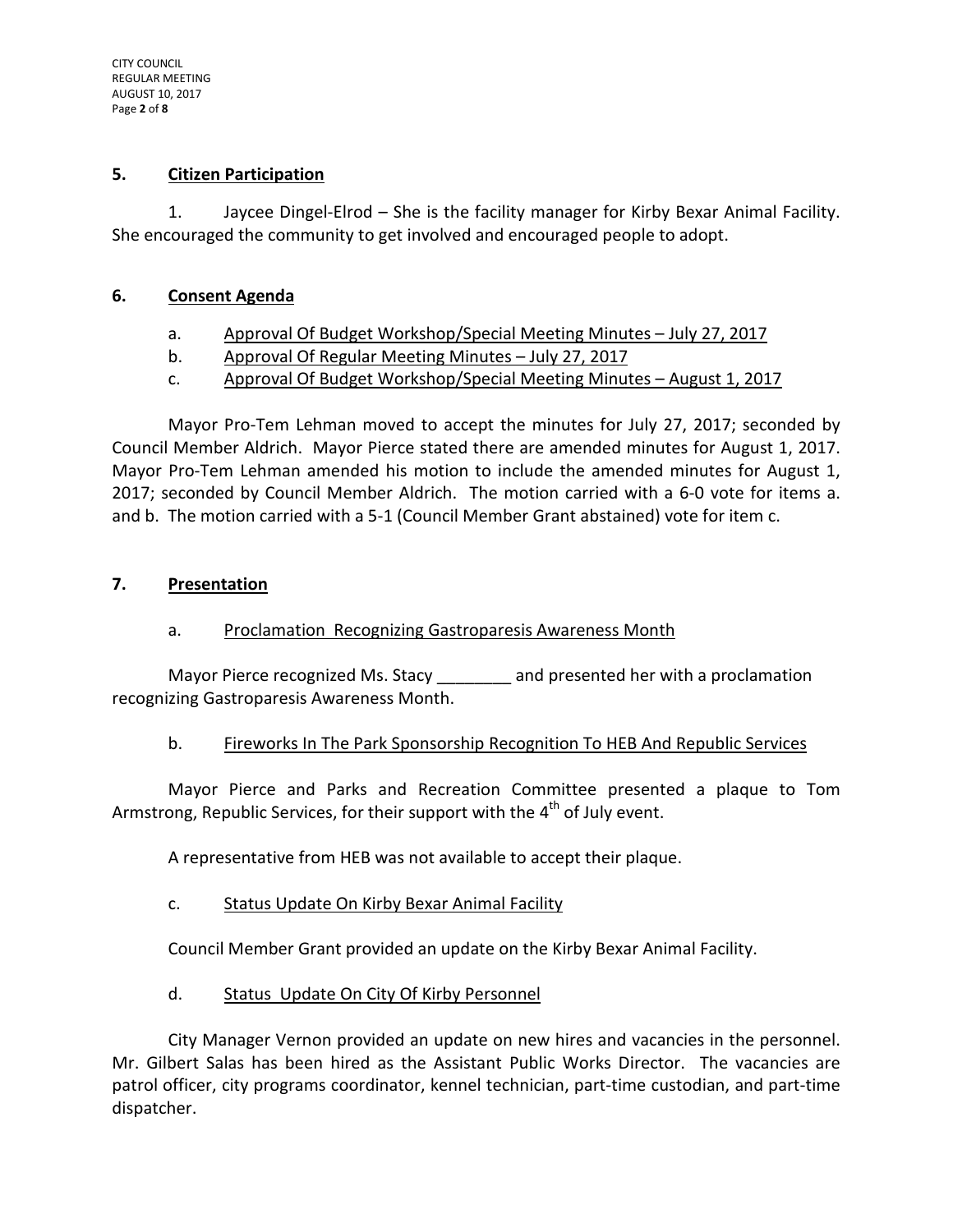## 5. Citizen Participation

1. Jaycee Dingel-Elrod – She is the facility manager for Kirby Bexar Animal Facility. She encouraged the community to get involved and encouraged people to adopt.

## 6. Consent Agenda

a. Approval Of Budget Workshop/Special Meeting Minutes – July 27, 2017
b. Approval Of Regular Meeting Minutes – July 27, 2017
c. Approval Of Budget Workshop/Special Meeting Minutes – August 1, 2017

Mayor Pro-Tem Lehman moved to accept the minutes for July 27, 2017; seconded by Council Member Aldrich. Mayor Pierce stated there are amended minutes for August 1, 2017. Mayor Pro-Tem Lehman amended his motion to include the amended minutes for August 1, 2017; seconded by Council Member Aldrich. The motion carried with a 6-0 vote for items a. and b. The motion carried with a 5-1 (Council Member Grant abstained) vote for item c.

## 7. Presentation

a. Proclamation Recognizing Gastroparesis Awareness Month

Mayor Pierce recognized Ms. Stacy ________ and presented her with a proclamation recognizing Gastroparesis Awareness Month.

b. Fireworks In The Park Sponsorship Recognition To HEB And Republic Services

Mayor Pierce and Parks and Recreation Committee presented a plaque to Tom Armstrong, Republic Services, for their support with the 4th of July event.

A representative from HEB was not available to accept their plaque.

c. Status Update On Kirby Bexar Animal Facility

Council Member Grant provided an update on the Kirby Bexar Animal Facility.

d. Status Update On City Of Kirby Personnel

City Manager Vernon provided an update on new hires and vacancies in the personnel. Mr. Gilbert Salas has been hired as the Assistant Public Works Director. The vacancies are patrol officer, city programs coordinator, kennel technician, part-time custodian, and part-time dispatcher.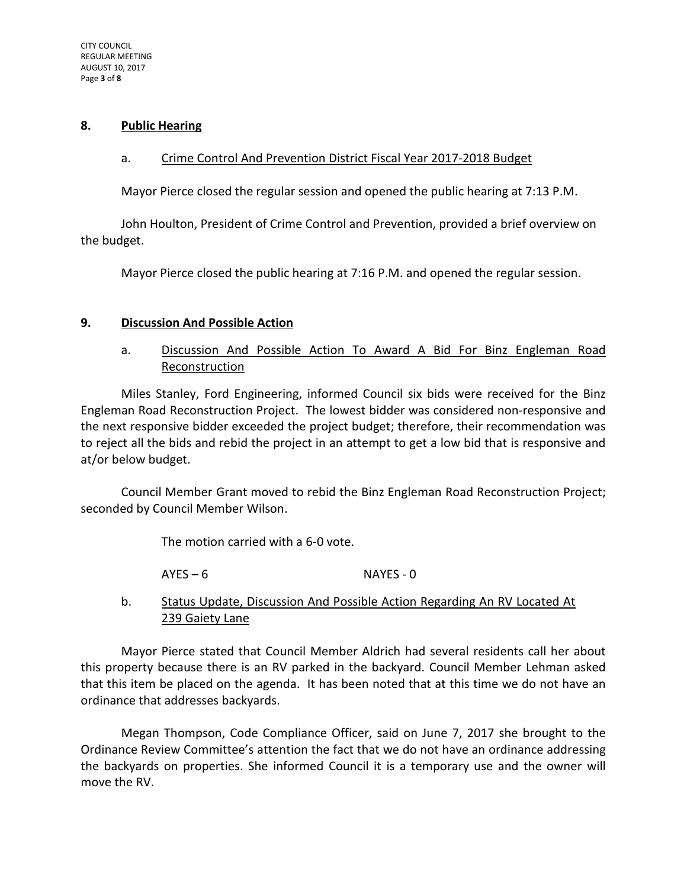## 8. Public Hearing

### a. Crime Control And Prevention District Fiscal Year 2017-2018 Budget

Mayor Pierce closed the regular session and opened the public hearing at 7:13 P.M.

John Houlton, President of Crime Control and Prevention, provided a brief overview on the budget.

Mayor Pierce closed the public hearing at 7:16 P.M. and opened the regular session.

## 9. Discussion And Possible Action

### a. Discussion And Possible Action To Award A Bid For Binz Engleman Road Reconstruction

Miles Stanley, Ford Engineering, informed Council six bids were received for the Binz Engleman Road Reconstruction Project. The lowest bidder was considered non-responsive and the next responsive bidder exceeded the project budget; therefore, their recommendation was to reject all the bids and rebid the project in an attempt to get a low bid that is responsive and at/or below budget.

Council Member Grant moved to rebid the Binz Engleman Road Reconstruction Project; seconded by Council Member Wilson.

The motion carried with a 6-0 vote.

AYES – 6 NAYES - 0

### b. Status Update, Discussion And Possible Action Regarding An RV Located At 239 Gaiety Lane

Mayor Pierce stated that Council Member Aldrich had several residents call her about this property because there is an RV parked in the backyard. Council Member Lehman asked that this item be placed on the agenda. It has been noted that at this time we do not have an ordinance that addresses backyards.

Megan Thompson, Code Compliance Officer, said on June 7, 2017 she brought to the Ordinance Review Committee's attention the fact that we do not have an ordinance addressing the backyards on properties. She informed Council it is a temporary use and the owner will move the RV.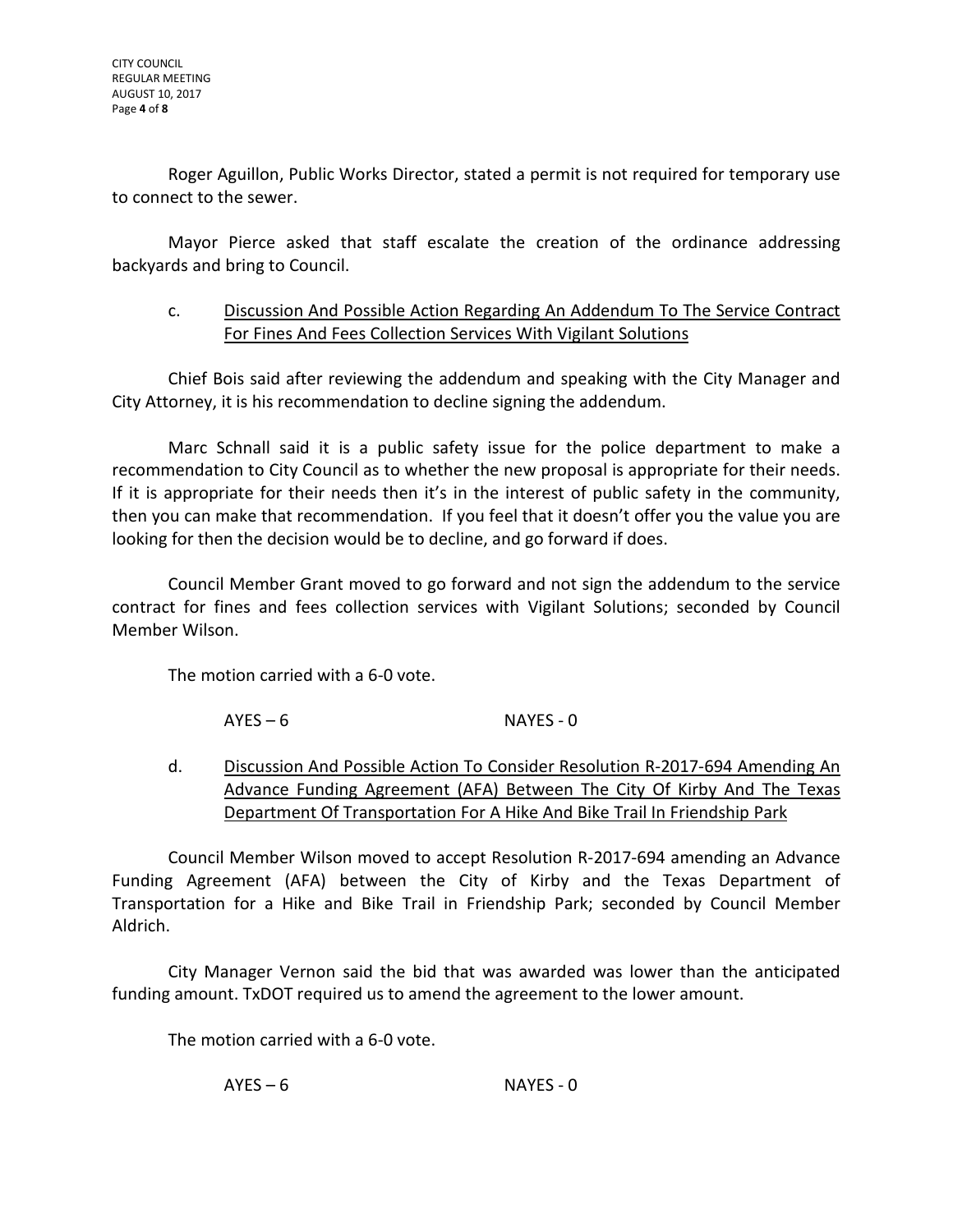Roger Aguillon, Public Works Director, stated a permit is not required for temporary use to connect to the sewer.

Mayor Pierce asked that staff escalate the creation of the ordinance addressing backyards and bring to Council.

c. Discussion And Possible Action Regarding An Addendum To The Service Contract For Fines And Fees Collection Services With Vigilant Solutions

Chief Bois said after reviewing the addendum and speaking with the City Manager and City Attorney, it is his recommendation to decline signing the addendum.

Marc Schnall said it is a public safety issue for the police department to make a recommendation to City Council as to whether the new proposal is appropriate for their needs. If it is appropriate for their needs then it's in the interest of public safety in the community, then you can make that recommendation. If you feel that it doesn't offer you the value you are looking for then the decision would be to decline, and go forward if does.

Council Member Grant moved to go forward and not sign the addendum to the service contract for fines and fees collection services with Vigilant Solutions; seconded by Council Member Wilson.

The motion carried with a 6-0 vote.

AYES – 6 NAYES - 0

d. Discussion And Possible Action To Consider Resolution R-2017-694 Amending An Advance Funding Agreement (AFA) Between The City Of Kirby And The Texas Department Of Transportation For A Hike And Bike Trail In Friendship Park

Council Member Wilson moved to accept Resolution R-2017-694 amending an Advance Funding Agreement (AFA) between the City of Kirby and the Texas Department of Transportation for a Hike and Bike Trail in Friendship Park; seconded by Council Member Aldrich.

City Manager Vernon said the bid that was awarded was lower than the anticipated funding amount. TxDOT required us to amend the agreement to the lower amount.

The motion carried with a 6-0 vote.

AYES – 6 NAYES - 0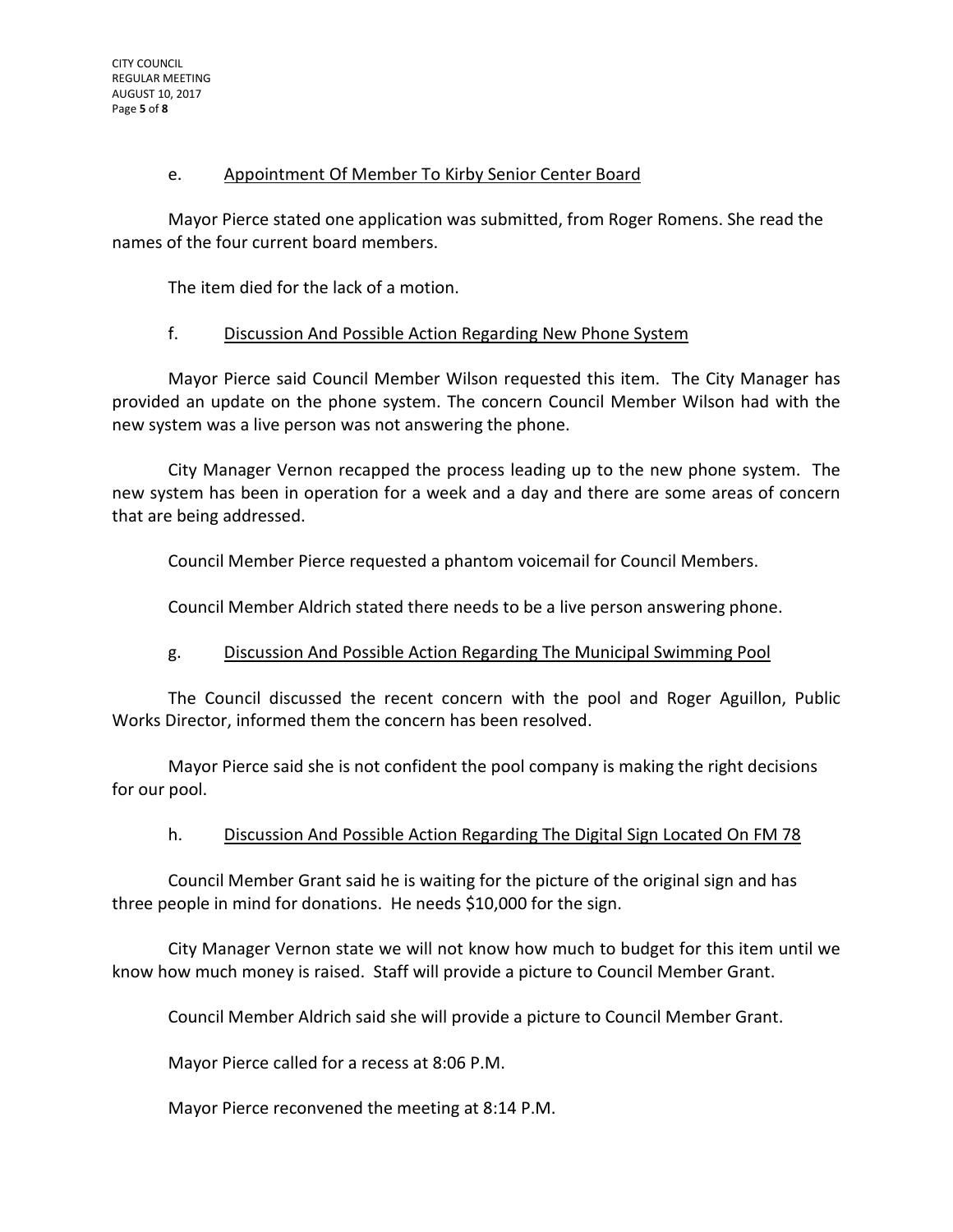e. <u>Appointment Of Member To Kirby Senior Center Board</u>

Mayor Pierce stated one application was submitted, from Roger Romens. She read the names of the four current board members.

The item died for the lack of a motion.

f. <u>Discussion And Possible Action Regarding New Phone System</u>

Mayor Pierce said Council Member Wilson requested this item. The City Manager has provided an update on the phone system. The concern Council Member Wilson had with the new system was a live person was not answering the phone.

City Manager Vernon recapped the process leading up to the new phone system. The new system has been in operation for a week and a day and there are some areas of concern that are being addressed.

Council Member Pierce requested a phantom voicemail for Council Members.

Council Member Aldrich stated there needs to be a live person answering phone.

g. <u>Discussion And Possible Action Regarding The Municipal Swimming Pool</u>

The Council discussed the recent concern with the pool and Roger Aguillon, Public Works Director, informed them the concern has been resolved.

Mayor Pierce said she is not confident the pool company is making the right decisions for our pool.

h. <u>Discussion And Possible Action Regarding The Digital Sign Located On FM 78</u>

Council Member Grant said he is waiting for the picture of the original sign and has three people in mind for donations. He needs $10,000 for the sign.

City Manager Vernon state we will not know how much to budget for this item until we know how much money is raised. Staff will provide a picture to Council Member Grant.

Council Member Aldrich said she will provide a picture to Council Member Grant.

Mayor Pierce called for a recess at 8:06 P.M.

Mayor Pierce reconvened the meeting at 8:14 P.M.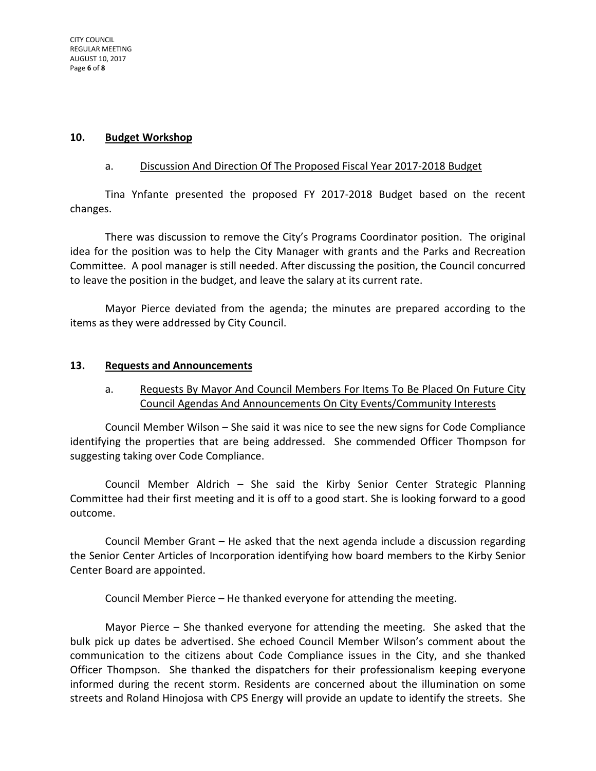## 10. Budget Workshop

a. Discussion And Direction Of The Proposed Fiscal Year 2017-2018 Budget

Tina Ynfante presented the proposed FY 2017-2018 Budget based on the recent changes.

There was discussion to remove the City's Programs Coordinator position. The original idea for the position was to help the City Manager with grants and the Parks and Recreation Committee. A pool manager is still needed. After discussing the position, the Council concurred to leave the position in the budget, and leave the salary at its current rate.

Mayor Pierce deviated from the agenda; the minutes are prepared according to the items as they were addressed by City Council.

## 13. Requests and Announcements

a. Requests By Mayor And Council Members For Items To Be Placed On Future City Council Agendas And Announcements On City Events/Community Interests

Council Member Wilson – She said it was nice to see the new signs for Code Compliance identifying the properties that are being addressed. She commended Officer Thompson for suggesting taking over Code Compliance.

Council Member Aldrich – She said the Kirby Senior Center Strategic Planning Committee had their first meeting and it is off to a good start. She is looking forward to a good outcome.

Council Member Grant – He asked that the next agenda include a discussion regarding the Senior Center Articles of Incorporation identifying how board members to the Kirby Senior Center Board are appointed.

Council Member Pierce – He thanked everyone for attending the meeting.

Mayor Pierce – She thanked everyone for attending the meeting. She asked that the bulk pick up dates be advertised. She echoed Council Member Wilson's comment about the communication to the citizens about Code Compliance issues in the City, and she thanked Officer Thompson. She thanked the dispatchers for their professionalism keeping everyone informed during the recent storm. Residents are concerned about the illumination on some streets and Roland Hinojosa with CPS Energy will provide an update to identify the streets. She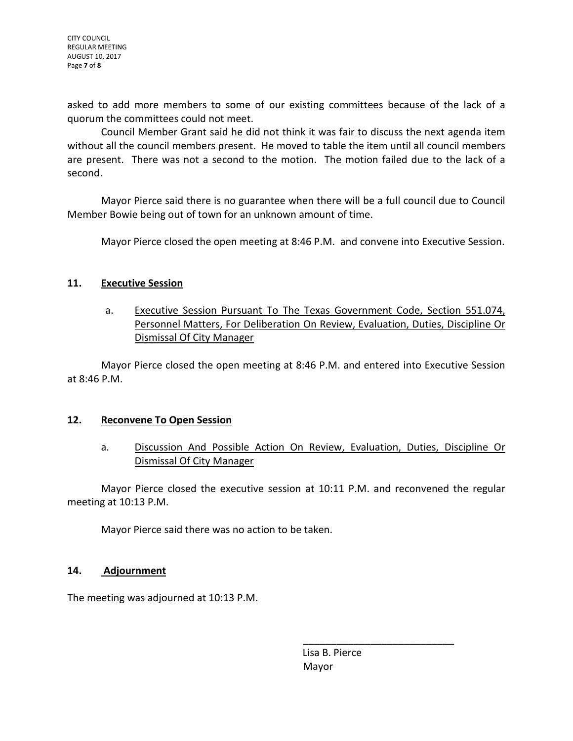asked to add more members to some of our existing committees because of the lack of a quorum the committees could not meet.

Council Member Grant said he did not think it was fair to discuss the next agenda item without all the council members present. He moved to table the item until all council members are present. There was not a second to the motion. The motion failed due to the lack of a second.

Mayor Pierce said there is no guarantee when there will be a full council due to Council Member Bowie being out of town for an unknown amount of time.

Mayor Pierce closed the open meeting at 8:46 P.M. and convene into Executive Session.

## 11. Executive Session

a. Executive Session Pursuant To The Texas Government Code, Section 551.074, Personnel Matters, For Deliberation On Review, Evaluation, Duties, Discipline Or Dismissal Of City Manager

Mayor Pierce closed the open meeting at 8:46 P.M. and entered into Executive Session at 8:46 P.M.

## 12. Reconvene To Open Session

a. Discussion And Possible Action On Review, Evaluation, Duties, Discipline Or Dismissal Of City Manager

Mayor Pierce closed the executive session at 10:11 P.M. and reconvened the regular meeting at 10:13 P.M.

Mayor Pierce said there was no action to be taken.

## 14. Adjournment

The meeting was adjourned at 10:13 P.M.

\_\_\_\_\_\_\_\_\_\_\_\_\_\_\_\_\_\_\_\_\_\_\_\_\_\_\_\_

Lisa B. Pierce
Mayor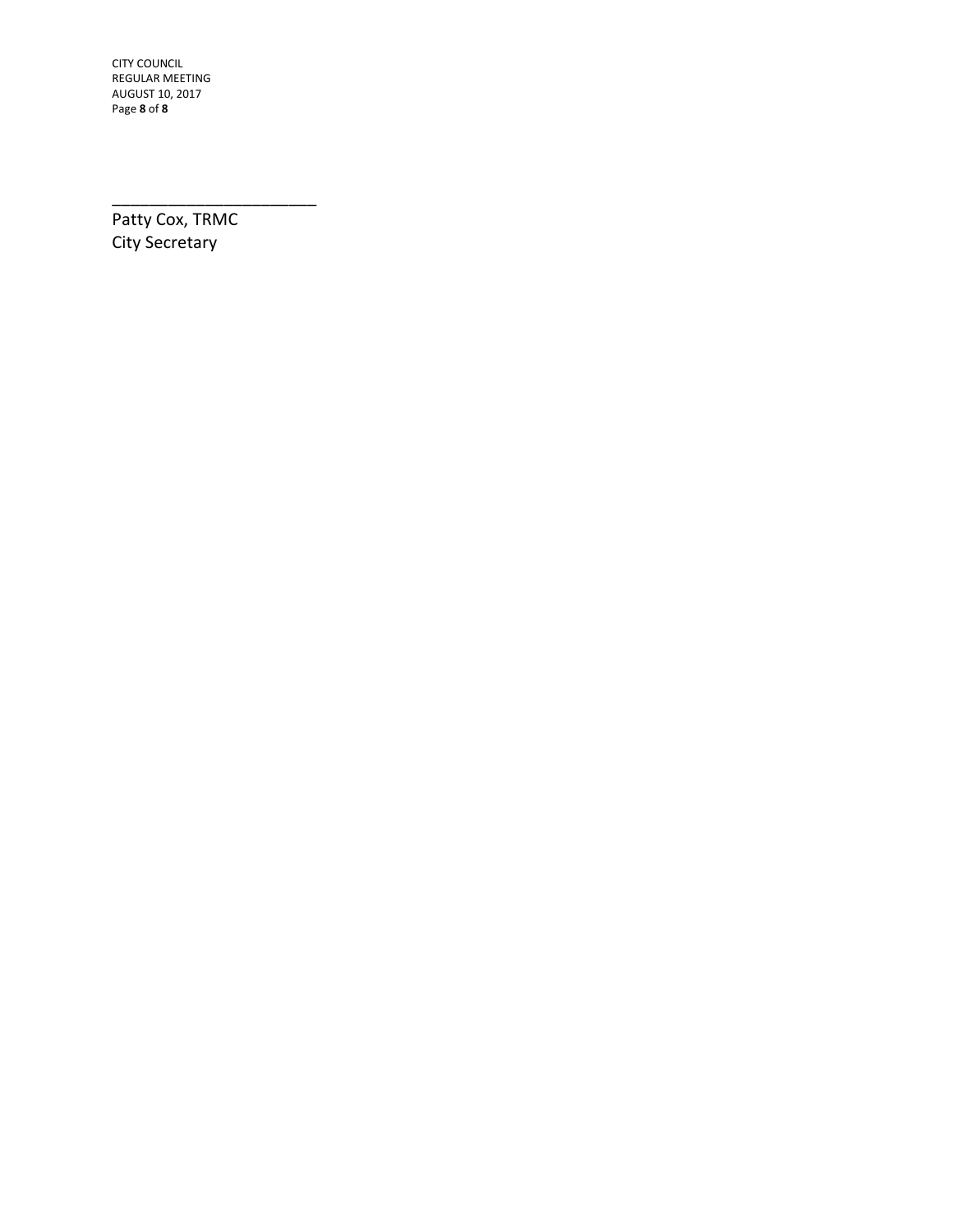\_\_\_\_\_\_\_\_\_\_\_\_\_\_\_\_\_\_\_\_\_\_\_\_

Patty Cox, TRMC
City Secretary

________________________

Patty Cox, TRMC
City Secretary